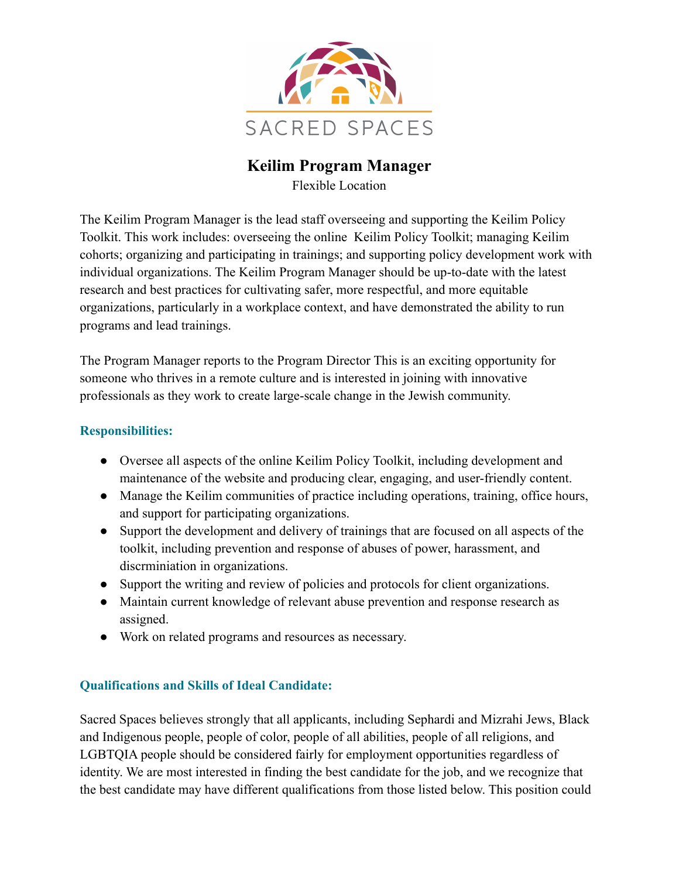SACRED SPACES

# Keilim Program Manager

Flexible Location

The Keilim Program Manager is the lead staff overseeing and supporting the Keilim Policy Toolkit. This work includes: overseeing the online Keilim Policy Toolkit; managing Keilim cohorts; organizing and participating in trainings; and supporting policy development work with individual organizations. The Keilim Program Manager should be up-to-date with the latest research and best practices for cultivating safer, more respectful, and more equitable organizations, particularly in a workplace context, and have demonstrated the ability to run programs and lead trainings.

The Program Manager reports to the Program Director This is an exciting opportunity for someone who thrives in a remote culture and is interested in joining with innovative professionals as they work to create large-scale change in the Jewish community.

### Responsibilities:

- Oversee all aspects of the online Keilim Policy Toolkit, including development and maintenance of the website and producing clear, engaging, and user-friendly content.
- Manage the Keilim communities of practice including operations, training, office hours, and support for participating organizations.
- Support the development and delivery of trainings that are focused on all aspects of the toolkit, including prevention and response of abuses of power, harassment, and discrminiation in organizations.
- Support the writing and review of policies and protocols for client organizations.
- Maintain current knowledge of relevant abuse prevention and response research as assigned.
- Work on related programs and resources as necessary.

### Qualifications and Skills of Ideal Candidate:

Sacred Spaces believes strongly that all applicants, including Sephardi and Mizrahi Jews, Black and Indigenous people, people of color, people of all abilities, people of all religions, and LGBTQIA people should be considered fairly for employment opportunities regardless of identity. We are most interested in finding the best candidate for the job, and we recognize that the best candidate may have different qualifications from those listed below. This position could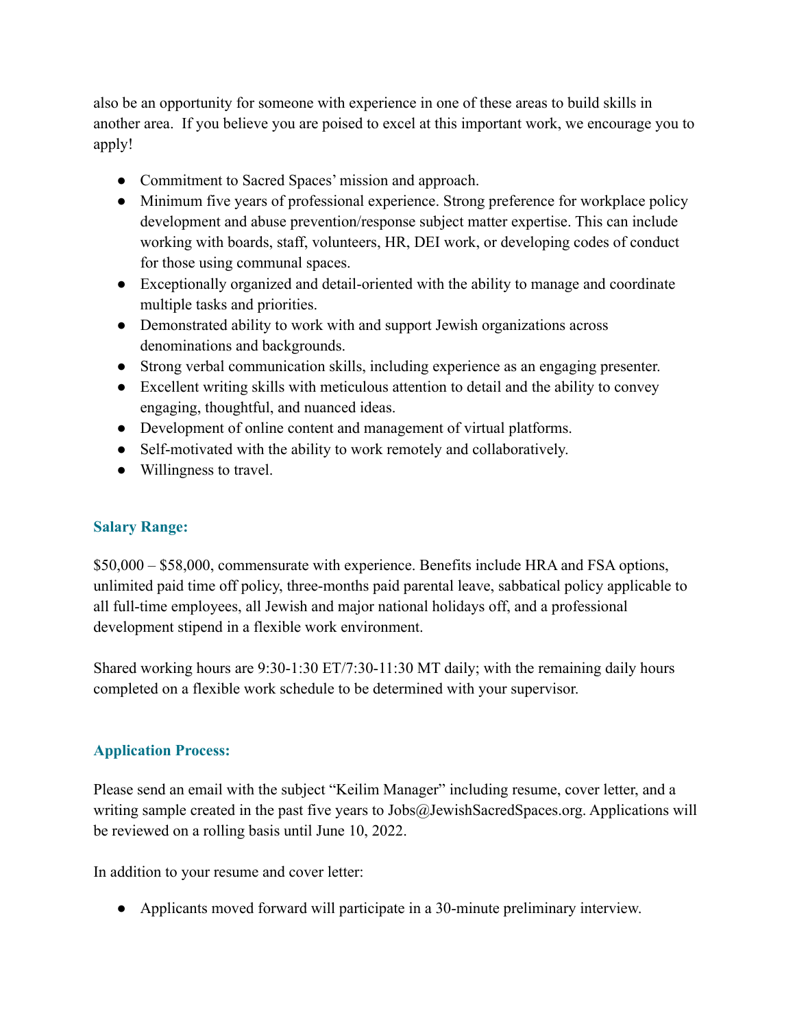also be an opportunity for someone with experience in one of these areas to build skills in another area. If you believe you are poised to excel at this important work, we encourage you to apply!

- Commitment to Sacred Spaces' mission and approach.
- Minimum five years of professional experience. Strong preference for workplace policy development and abuse prevention/response subject matter expertise. This can include working with boards, staff, volunteers, HR, DEI work, or developing codes of conduct for those using communal spaces.
- Exceptionally organized and detail-oriented with the ability to manage and coordinate multiple tasks and priorities.
- Demonstrated ability to work with and support Jewish organizations across denominations and backgrounds.
- Strong verbal communication skills, including experience as an engaging presenter.
- Excellent writing skills with meticulous attention to detail and the ability to convey engaging, thoughtful, and nuanced ideas.
- Development of online content and management of virtual platforms.
- Self-motivated with the ability to work remotely and collaboratively.
- Willingness to travel.

### Salary Range:

$50,000 – $58,000, commensurate with experience. Benefits include HRA and FSA options, unlimited paid time off policy, three-months paid parental leave, sabbatical policy applicable to all full-time employees, all Jewish and major national holidays off, and a professional development stipend in a flexible work environment.

Shared working hours are 9:30-1:30 ET/7:30-11:30 MT daily; with the remaining daily hours completed on a flexible work schedule to be determined with your supervisor.

### Application Process:

Please send an email with the subject "Keilim Manager" including resume, cover letter, and a writing sample created in the past five years to Jobs@JewishSacredSpaces.org. Applications will be reviewed on a rolling basis until June 10, 2022.

In addition to your resume and cover letter:

- Applicants moved forward will participate in a 30-minute preliminary interview.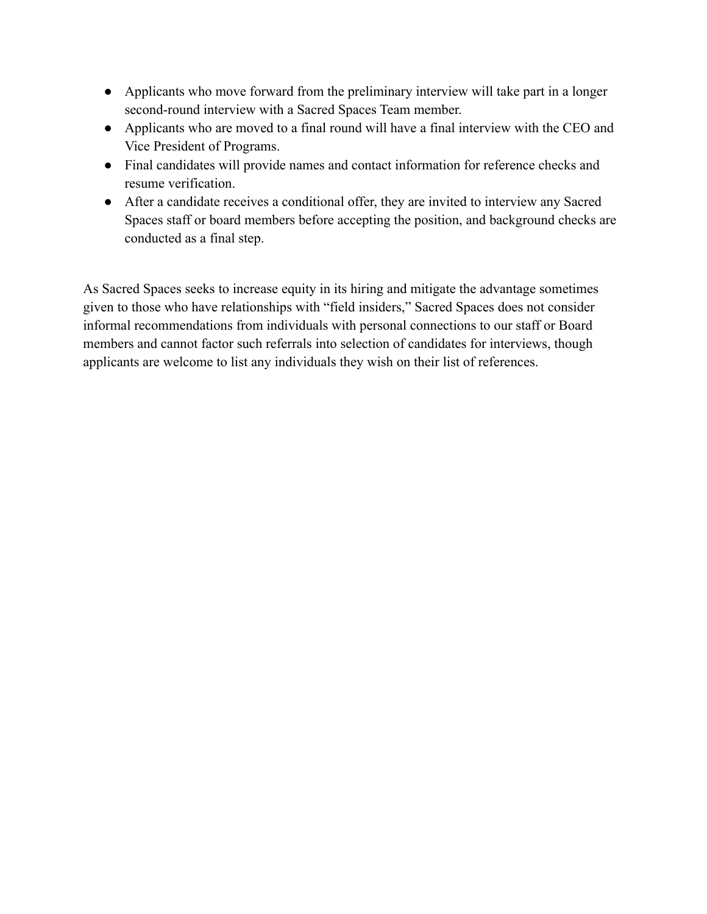- Applicants who move forward from the preliminary interview will take part in a longer second-round interview with a Sacred Spaces Team member.
- Applicants who are moved to a final round will have a final interview with the CEO and Vice President of Programs.
- Final candidates will provide names and contact information for reference checks and resume verification.
- After a candidate receives a conditional offer, they are invited to interview any Sacred Spaces staff or board members before accepting the position, and background checks are conducted as a final step.

As Sacred Spaces seeks to increase equity in its hiring and mitigate the advantage sometimes given to those who have relationships with "field insiders," Sacred Spaces does not consider informal recommendations from individuals with personal connections to our staff or Board members and cannot factor such referrals into selection of candidates for interviews, though applicants are welcome to list any individuals they wish on their list of references.